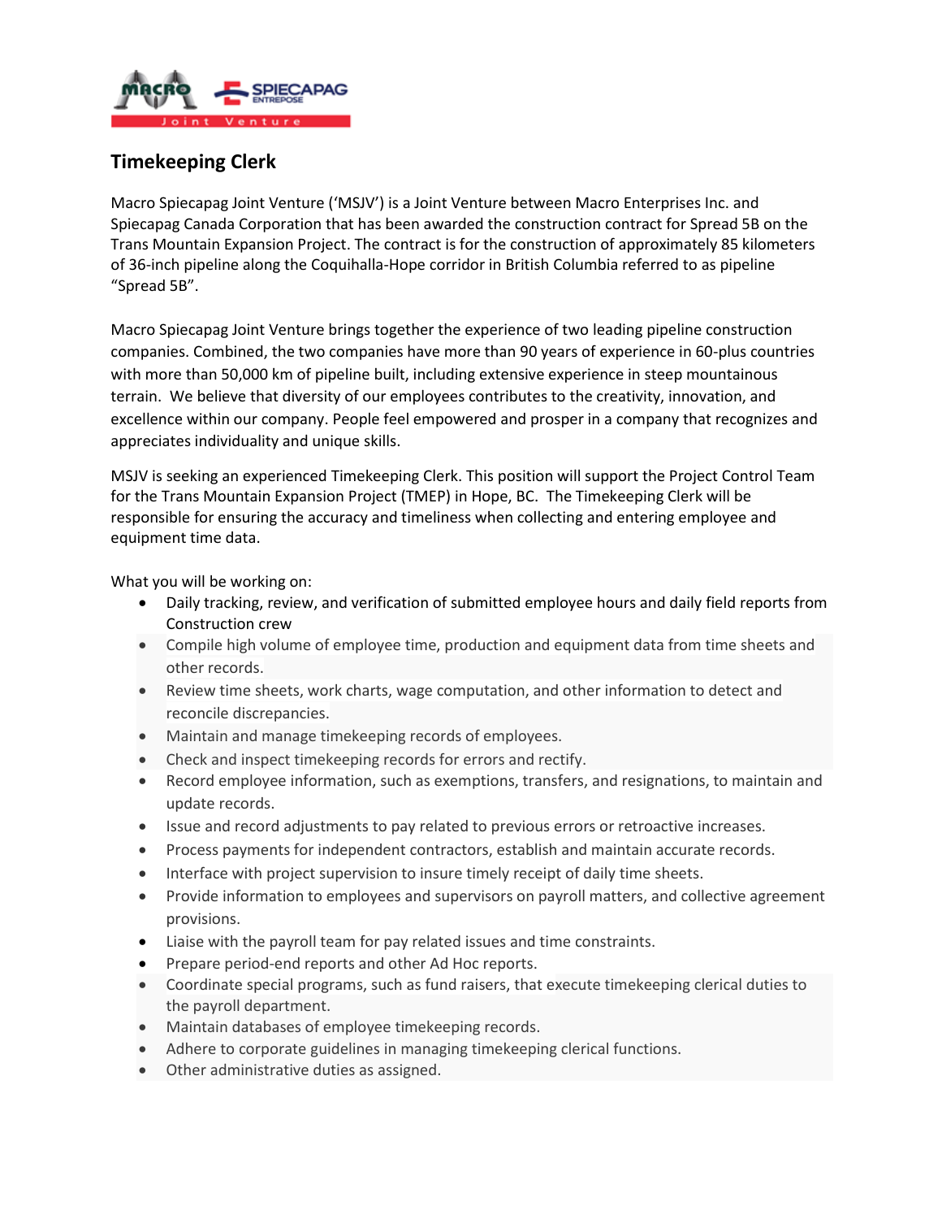# Timekeeping Clerk

Macro Spiecapag Joint Venture ('MSJV') is a Joint Venture between Macro Enterprises Inc. and Spiecapag Canada Corporation that has been awarded the construction contract for Spread 5B on the Trans Mountain Expansion Project. The contract is for the construction of approximately 85 kilometers of 36-inch pipeline along the Coquihalla-Hope corridor in British Columbia referred to as pipeline "Spread 5B".

Macro Spiecapag Joint Venture brings together the experience of two leading pipeline construction companies. Combined, the two companies have more than 90 years of experience in 60-plus countries with more than 50,000 km of pipeline built, including extensive experience in steep mountainous terrain. We believe that diversity of our employees contributes to the creativity, innovation, and excellence within our company. People feel empowered and prosper in a company that recognizes and appreciates individuality and unique skills.

MSJV is seeking an experienced Timekeeping Clerk. This position will support the Project Control Team for the Trans Mountain Expansion Project (TMEP) in Hope, BC. The Timekeeping Clerk will be responsible for ensuring the accuracy and timeliness when collecting and entering employee and equipment time data.

What you will be working on:

- Daily tracking, review, and verification of submitted employee hours and daily field reports from Construction crew
- Compile high volume of employee time, production and equipment data from time sheets and other records.
- Review time sheets, work charts, wage computation, and other information to detect and reconcile discrepancies.
- Maintain and manage timekeeping records of employees.
- Check and inspect timekeeping records for errors and rectify.
- Record employee information, such as exemptions, transfers, and resignations, to maintain and update records.
- Issue and record adjustments to pay related to previous errors or retroactive increases.
- Process payments for independent contractors, establish and maintain accurate records.
- Interface with project supervision to insure timely receipt of daily time sheets.
- Provide information to employees and supervisors on payroll matters, and collective agreement provisions.
- Liaise with the payroll team for pay related issues and time constraints.
- Prepare period-end reports and other Ad Hoc reports.
- Coordinate special programs, such as fund raisers, that execute timekeeping clerical duties to the payroll department.
- Maintain databases of employee timekeeping records.
- Adhere to corporate guidelines in managing timekeeping clerical functions.
- Other administrative duties as assigned.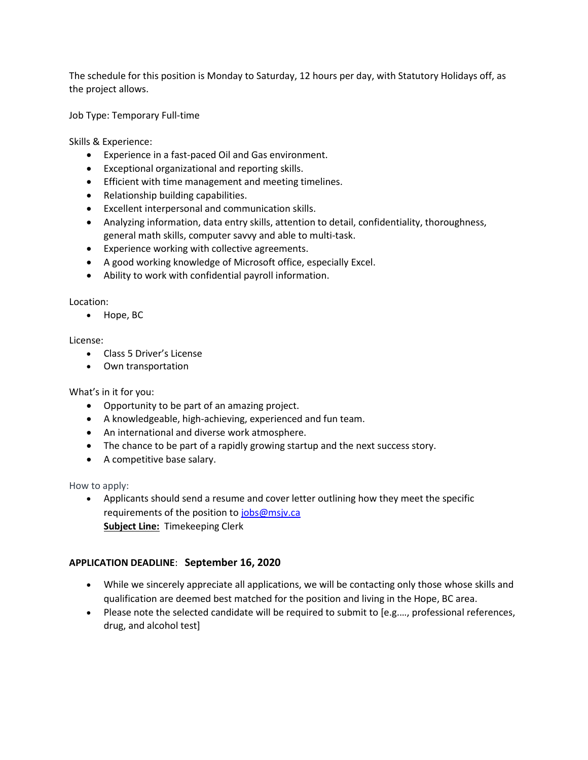The schedule for this position is Monday to Saturday, 12 hours per day, with Statutory Holidays off, as the project allows.

Job Type: Temporary Full-time

Skills & Experience:

- Experience in a fast-paced Oil and Gas environment.
- Exceptional organizational and reporting skills.
- Efficient with time management and meeting timelines.
- Relationship building capabilities.
- Excellent interpersonal and communication skills.
- Analyzing information, data entry skills, attention to detail, confidentiality, thoroughness, general math skills, computer savvy and able to multi-task.
- Experience working with collective agreements.
- A good working knowledge of Microsoft office, especially Excel.
- Ability to work with confidential payroll information.

Location:

- Hope, BC

License:

- Class 5 Driver's License
- Own transportation

What's in it for you:

- Opportunity to be part of an amazing project.
- A knowledgeable, high-achieving, experienced and fun team.
- An international and diverse work atmosphere.
- The chance to be part of a rapidly growing startup and the next success story.
- A competitive base salary.

How to apply:

- Applicants should send a resume and cover letter outlining how they meet the specific requirements of the position to [jobs@msjv.ca](mailto:jobs@msjv.ca)
  **Subject Line:** Timekeeping Clerk

**APPLICATION DEADLINE**: **September 16, 2020**

- While we sincerely appreciate all applications, we will be contacting only those whose skills and qualification are deemed best matched for the position and living in the Hope, BC area.
- Please note the selected candidate will be required to submit to [e.g.…, professional references, drug, and alcohol test]